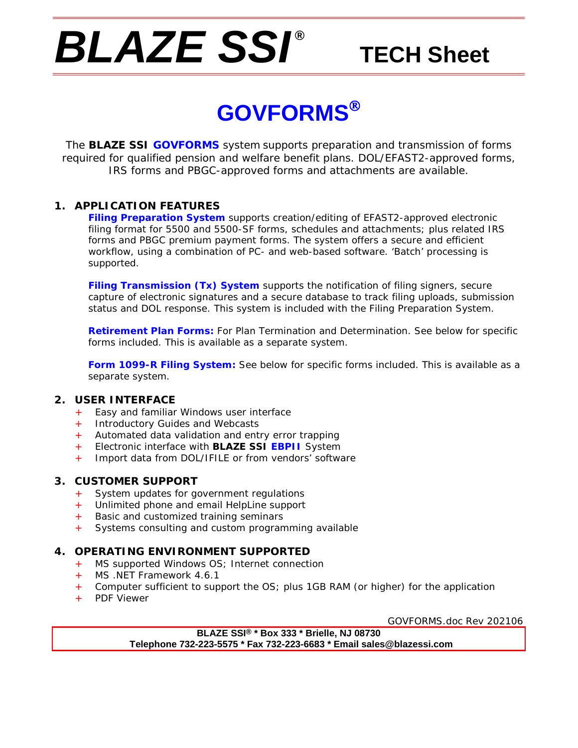# BLAZE SSI® TECH Sheet

## GOVFORMS®

The **BLAZE SSI GOVFORMS** system supports preparation and transmission of forms required for qualified pension and welfare benefit plans. DOL/EFAST2-approved forms, IRS forms and PBGC-approved forms and attachments are available.

### 1. APPLICATION FEATURES

**Filing Preparation System** supports creation/editing of EFAST2-approved electronic filing format for 5500 and 5500-SF forms, schedules and attachments; plus related IRS forms and PBGC premium payment forms. The system offers a secure and efficient workflow, using a combination of PC- and web-based software. 'Batch' processing is supported.

**Filing Transmission (Tx) System** supports the notification of filing signers, secure capture of electronic signatures and a secure database to track filing uploads, submission status and DOL response. This system is included with the Filing Preparation System.

**Retirement Plan Forms:** For Plan Termination and Determination. See below for specific forms included. This is available as a separate system.

**Form 1099-R Filing System:** See below for specific forms included. This is available as a separate system.

### 2. USER INTERFACE

- Easy and familiar Windows user interface
- Introductory Guides and Webcasts
- Automated data validation and entry error trapping
- Electronic interface with **BLAZE SSI EBPII** System
- Import data from DOL/IFILE or from vendors' software

### 3. CUSTOMER SUPPORT

- System updates for government regulations
- Unlimited phone and email HelpLine support
- Basic and customized training seminars
- Systems consulting and custom programming available

### 4. OPERATING ENVIRONMENT SUPPORTED

- MS supported Windows OS; Internet connection
- MS .NET Framework 4.6.1
- Computer sufficient to support the OS; plus 1GB RAM (or higher) for the application
- PDF Viewer

GOVFORMS.doc Rev 202106

**BLAZE SSI® * Box 333 * Brielle, NJ 08730**
**Telephone 732-223-5575 * Fax 732-223-6683 * Email sales@blazessi.com**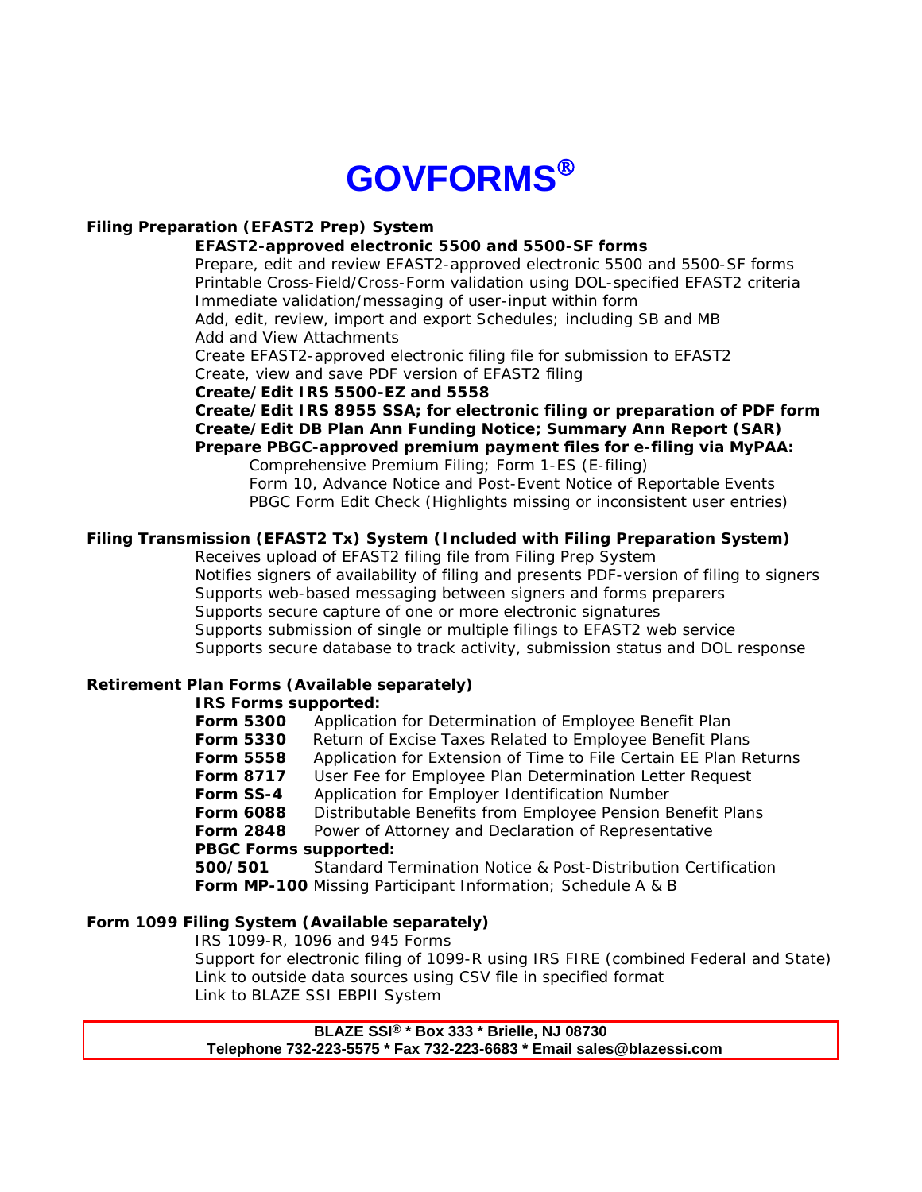# GOVFORMS®

**Filing Preparation (EFAST2 Prep) System**

**EFAST2-approved electronic 5500 and 5500-SF forms**

Prepare, edit and review EFAST2-approved electronic 5500 and 5500-SF forms
Printable Cross-Field/Cross-Form validation using DOL-specified EFAST2 criteria
Immediate validation/messaging of user-input within form
Add, edit, review, import and export Schedules; including SB and MB
Add and View Attachments
Create EFAST2-approved electronic filing file for submission to EFAST2
Create, view and save PDF version of EFAST2 filing

**Create/Edit IRS 5500-EZ and 5558**

**Create/Edit IRS 8955 SSA; for electronic filing or preparation of PDF form**

**Create/Edit DB Plan Ann Funding Notice; Summary Ann Report (SAR)**

**Prepare PBGC-approved premium payment files for e-filing via MyPAA:**

Comprehensive Premium Filing; Form 1-ES (E-filing)
Form 10, Advance Notice and Post-Event Notice of Reportable Events
PBGC Form Edit Check (Highlights missing or inconsistent user entries)

**Filing Transmission (EFAST2 Tx) System (Included with Filing Preparation System)**

Receives upload of EFAST2 filing file from Filing Prep System
Notifies signers of availability of filing and presents PDF-version of filing to signers
Supports web-based messaging between signers and forms preparers
Supports secure capture of one or more electronic signatures
Supports submission of single or multiple filings to EFAST2 web service
Supports secure database to track activity, submission status and DOL response

**Retirement Plan Forms (Available separately)**

**IRS Forms supported:**

| | |
|---|---|
| **Form 5300** | Application for Determination of Employee Benefit Plan |
| **Form 5330** | Return of Excise Taxes Related to Employee Benefit Plans |
| **Form 5558** | Application for Extension of Time to File Certain EE Plan Returns |
| **Form 8717** | User Fee for Employee Plan Determination Letter Request |
| **Form SS-4** | Application for Employer Identification Number |
| **Form 6088** | Distributable Benefits from Employee Pension Benefit Plans |
| **Form 2848** | Power of Attorney and Declaration of Representative |

**PBGC Forms supported:**

| | |
|---|---|
| **500/501** | Standard Termination Notice & Post-Distribution Certification |
| **Form MP-100** | Missing Participant Information; Schedule A & B |

**Form 1099 Filing System (Available separately)**

IRS 1099-R, 1096 and 945 Forms
Support for electronic filing of 1099-R using IRS FIRE (combined Federal and State)
Link to outside data sources using CSV file in specified format
Link to BLAZE SSI EBPII System

**BLAZE SSI® * Box 333 * Brielle, NJ 08730**
**Telephone 732-223-5575 * Fax 732-223-6683 * Email sales@blazessi.com**